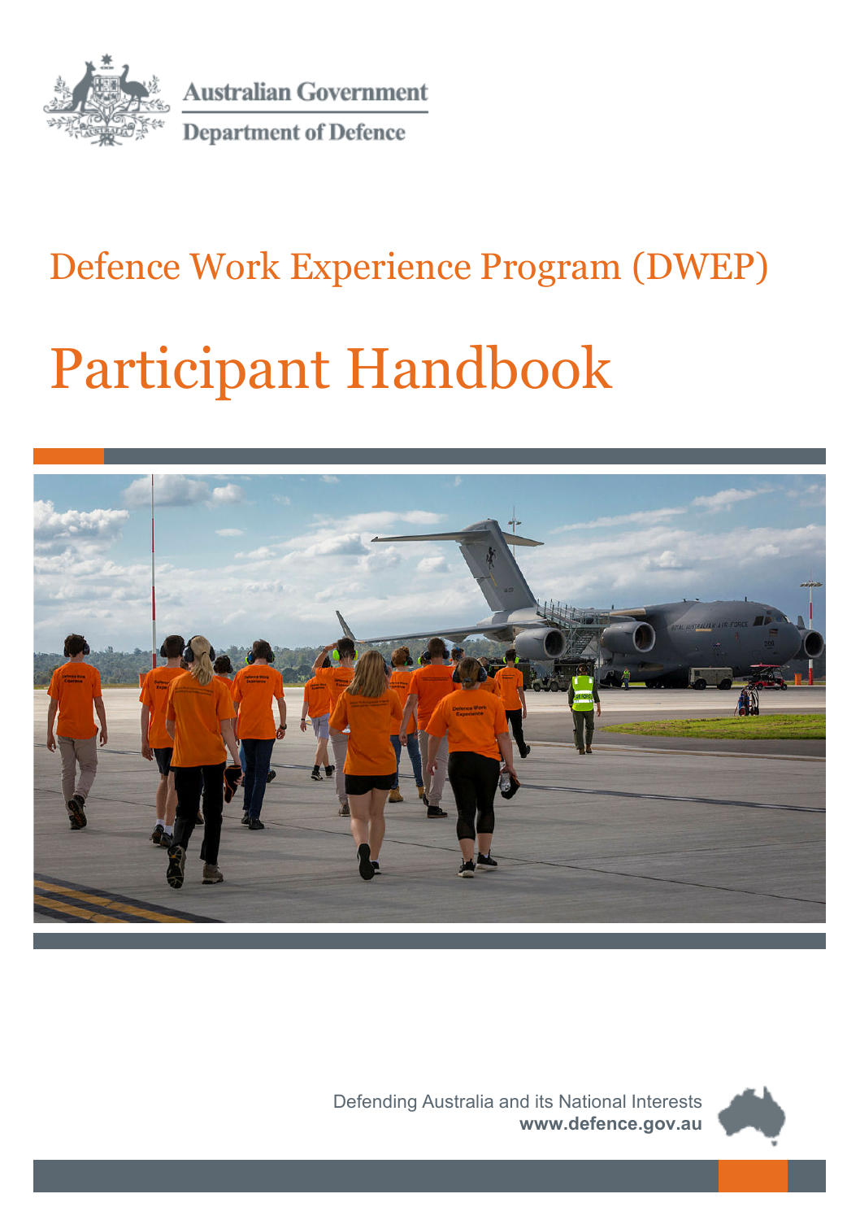Australian Government

Department of Defence

# Defence Work Experience Program (DWEP)

# Participant Handbook

Defending Australia and its National Interests
**www.defence.gov.au**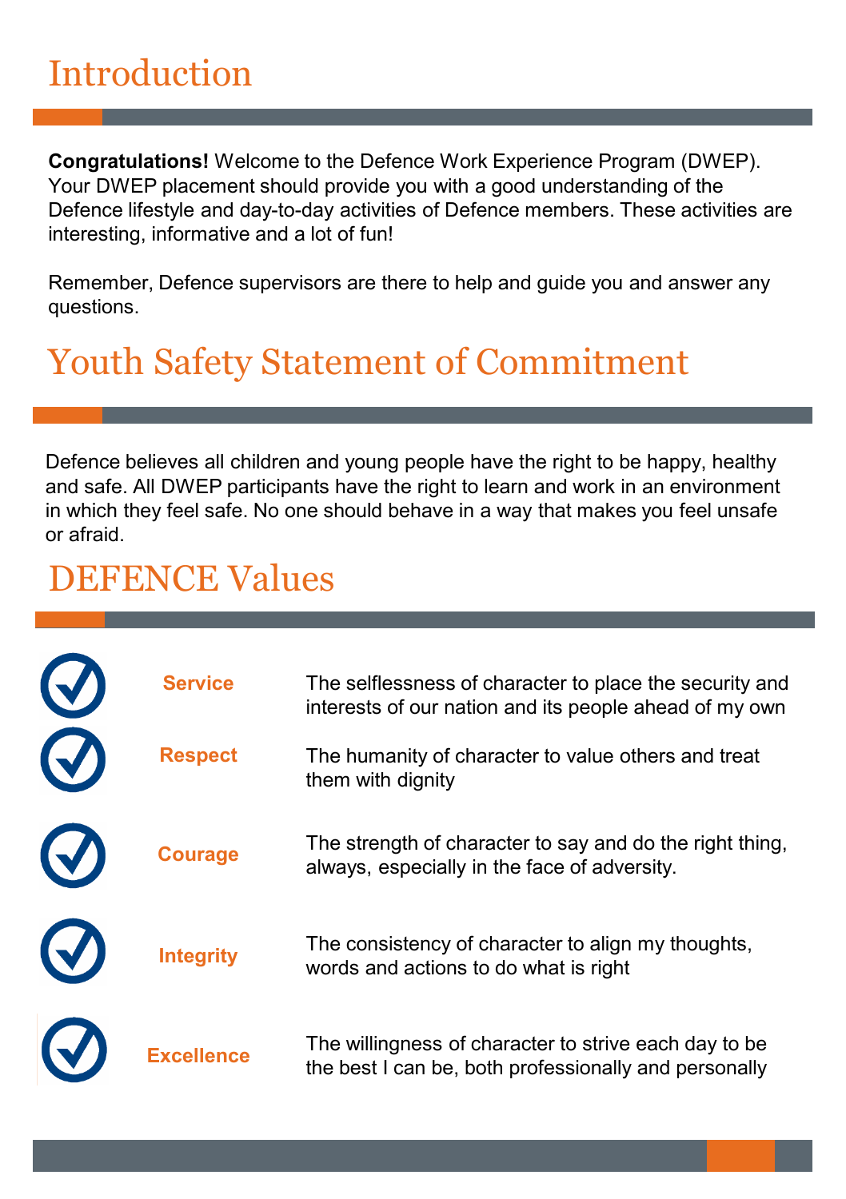# Introduction

**Congratulations!** Welcome to the Defence Work Experience Program (DWEP). Your DWEP placement should provide you with a good understanding of the Defence lifestyle and day-to-day activities of Defence members. These activities are interesting, informative and a lot of fun!

Remember, Defence supervisors are there to help and guide you and answer any questions.

# Youth Safety Statement of Commitment

Defence believes all children and young people have the right to be happy, healthy and safe. All DWEP participants have the right to learn and work in an environment in which they feel safe. No one should behave in a way that makes you feel unsafe or afraid.

# DEFENCE Values

| Value | Description |
| --- | --- |
| **Service** | The selflessness of character to place the security and interests of our nation and its people ahead of my own |
| **Respect** | The humanity of character to value others and treat them with dignity |
| **Courage** | The strength of character to say and do the right thing, always, especially in the face of adversity. |
| **Integrity** | The consistency of character to align my thoughts, words and actions to do what is right |
| **Excellence** | The willingness of character to strive each day to be the best I can be, both professionally and personally |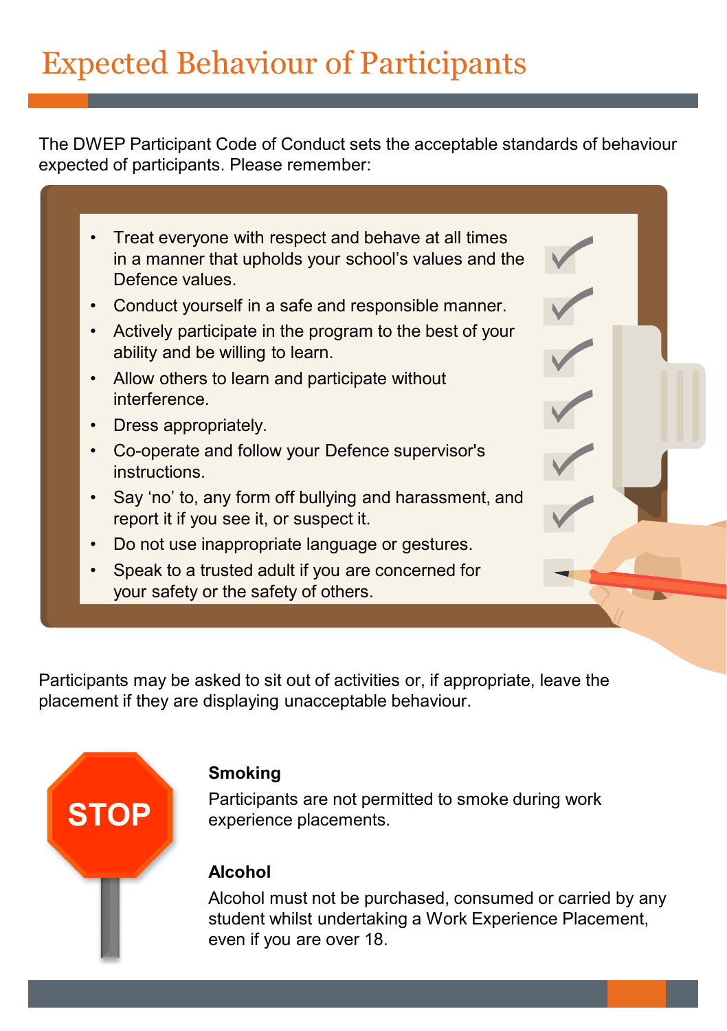# Expected Behaviour of Participants

The DWEP Participant Code of Conduct sets the acceptable standards of behaviour expected of participants. Please remember:

- Treat everyone with respect and behave at all times in a manner that upholds your school's values and the Defence values.
- Conduct yourself in a safe and responsible manner.
- Actively participate in the program to the best of your ability and be willing to learn.
- Allow others to learn and participate without interference.
- Dress appropriately.
- Co-operate and follow your Defence supervisor's instructions.
- Say 'no' to, any form off bullying and harassment, and report it if you see it, or suspect it.
- Do not use inappropriate language or gestures.
- Speak to a trusted adult if you are concerned for your safety or the safety of others.

Participants may be asked to sit out of activities or, if appropriate, leave the placement if they are displaying unacceptable behaviour.

STOP

**Smoking**

Participants are not permitted to smoke during work experience placements.

**Alcohol**

Alcohol must not be purchased, consumed or carried by any student whilst undertaking a Work Experience Placement, even if you are over 18.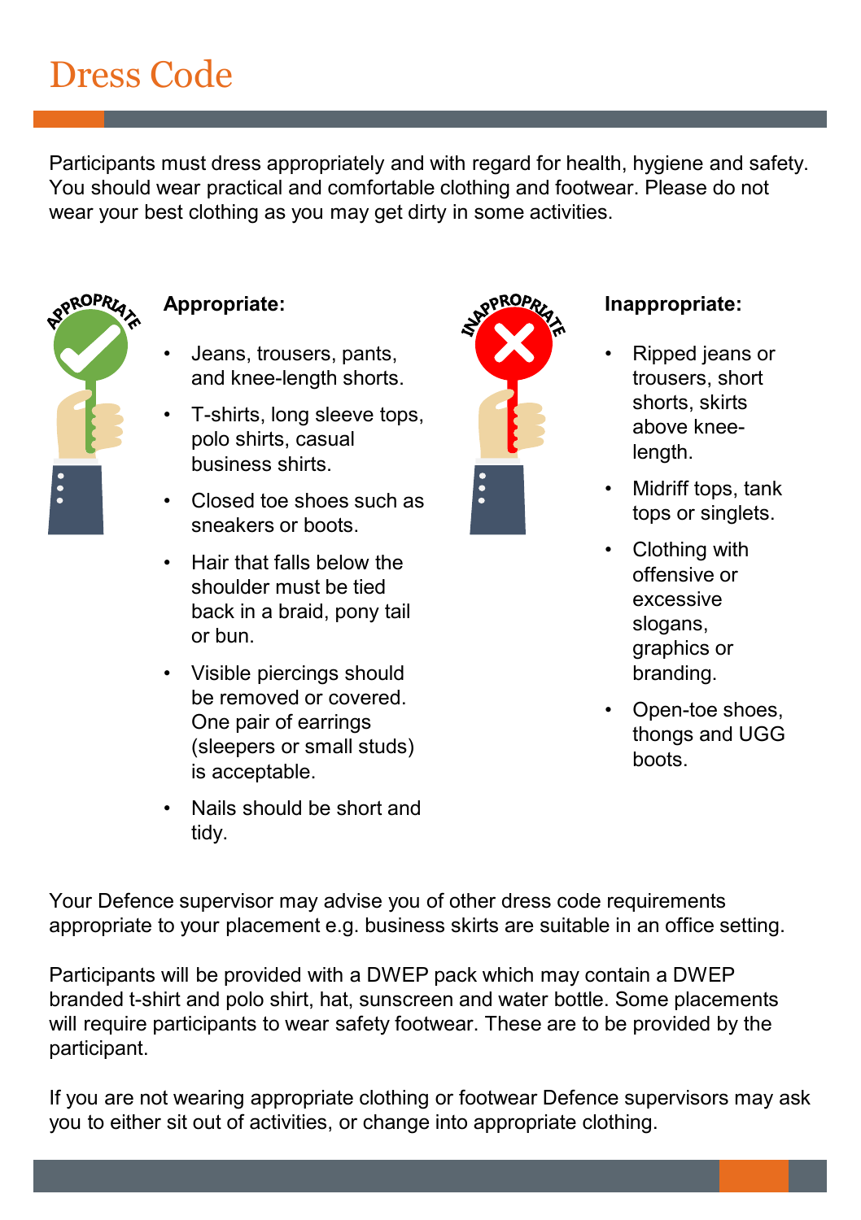# Dress Code

Participants must dress appropriately and with regard for health, hygiene and safety. You should wear practical and comfortable clothing and footwear. Please do not wear your best clothing as you may get dirty in some activities.

**Appropriate:**

- Jeans, trousers, pants, and knee-length shorts.
- T-shirts, long sleeve tops, polo shirts, casual business shirts.
- Closed toe shoes such as sneakers or boots.
- Hair that falls below the shoulder must be tied back in a braid, pony tail or bun.
- Visible piercings should be removed or covered. One pair of earrings (sleepers or small studs) is acceptable.
- Nails should be short and tidy.

**Inappropriate:**

- Ripped jeans or trousers, short shorts, skirts above knee-length.
- Midriff tops, tank tops or singlets.
- Clothing with offensive or excessive slogans, graphics or branding.
- Open-toe shoes, thongs and UGG boots.

Your Defence supervisor may advise you of other dress code requirements appropriate to your placement e.g. business skirts are suitable in an office setting.

Participants will be provided with a DWEP pack which may contain a DWEP branded t-shirt and polo shirt, hat, sunscreen and water bottle. Some placements will require participants to wear safety footwear. These are to be provided by the participant.

If you are not wearing appropriate clothing or footwear Defence supervisors may ask you to either sit out of activities, or change into appropriate clothing.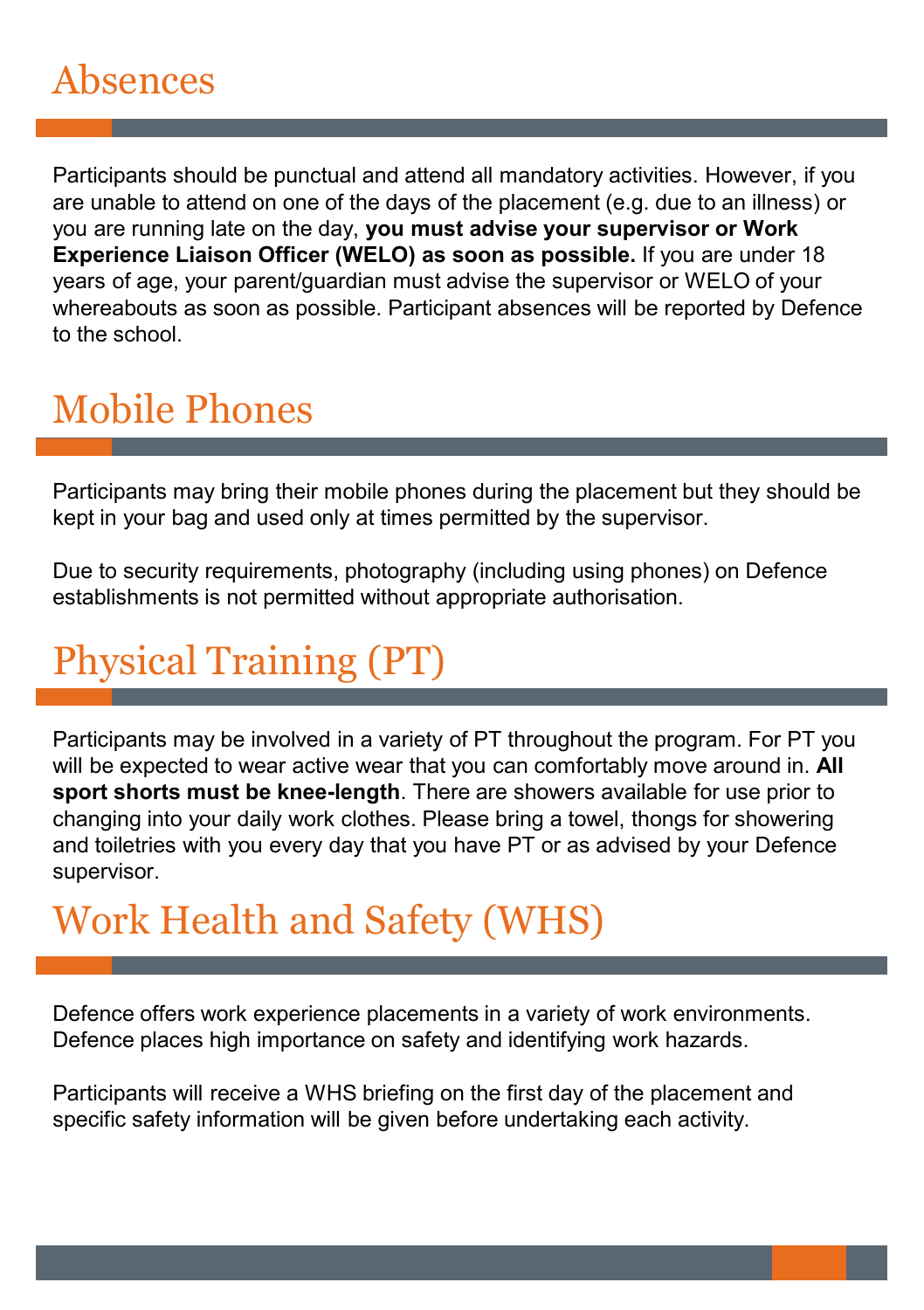# Absences

Participants should be punctual and attend all mandatory activities. However, if you are unable to attend on one of the days of the placement (e.g. due to an illness) or you are running late on the day, **you must advise your supervisor or Work Experience Liaison Officer (WELO) as soon as possible.** If you are under 18 years of age, your parent/guardian must advise the supervisor or WELO of your whereabouts as soon as possible. Participant absences will be reported by Defence to the school.

# Mobile Phones

Participants may bring their mobile phones during the placement but they should be kept in your bag and used only at times permitted by the supervisor.

Due to security requirements, photography (including using phones) on Defence establishments is not permitted without appropriate authorisation.

# Physical Training (PT)

Participants may be involved in a variety of PT throughout the program. For PT you will be expected to wear active wear that you can comfortably move around in. **All sport shorts must be knee-length**. There are showers available for use prior to changing into your daily work clothes. Please bring a towel, thongs for showering and toiletries with you every day that you have PT or as advised by your Defence supervisor.

# Work Health and Safety (WHS)

Defence offers work experience placements in a variety of work environments. Defence places high importance on safety and identifying work hazards.

Participants will receive a WHS briefing on the first day of the placement and specific safety information will be given before undertaking each activity.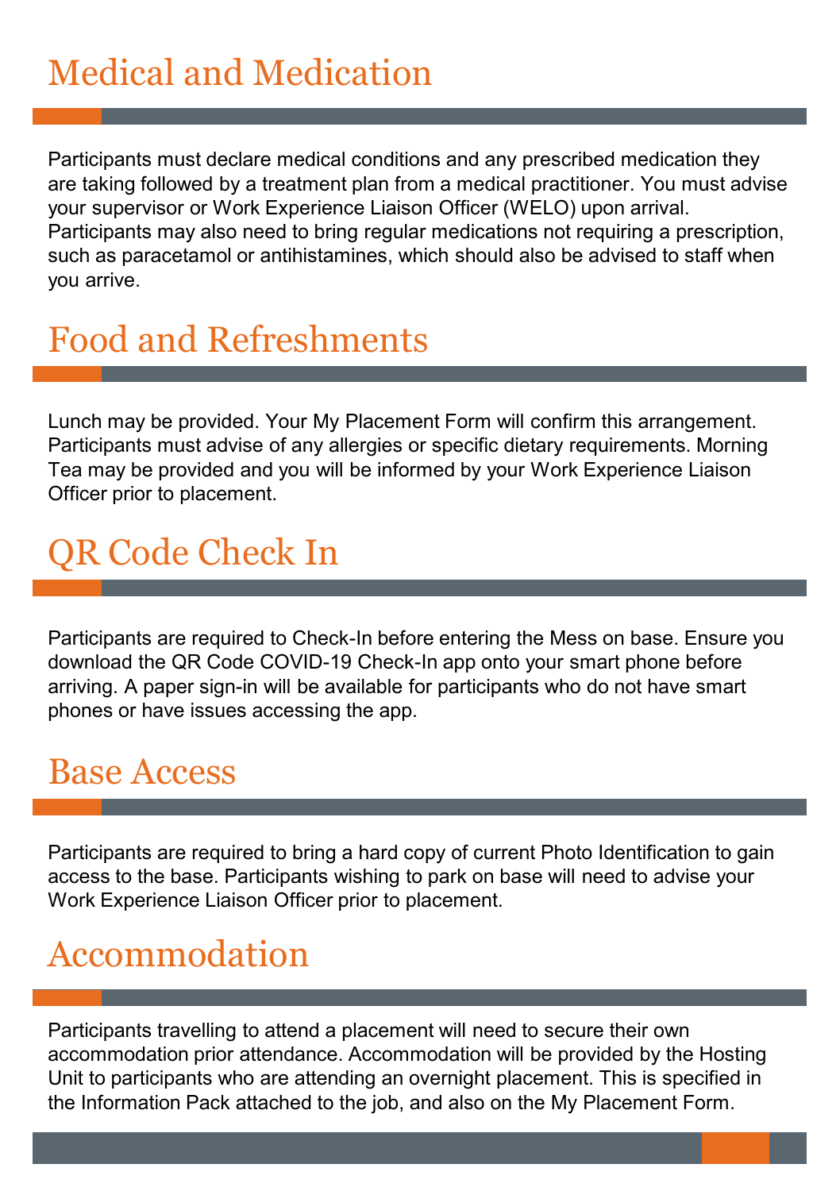# Medical and Medication

Participants must declare medical conditions and any prescribed medication they are taking followed by a treatment plan from a medical practitioner. You must advise your supervisor or Work Experience Liaison Officer (WELO) upon arrival. Participants may also need to bring regular medications not requiring a prescription, such as paracetamol or antihistamines, which should also be advised to staff when you arrive.

# Food and Refreshments

Lunch may be provided. Your My Placement Form will confirm this arrangement. Participants must advise of any allergies or specific dietary requirements. Morning Tea may be provided and you will be informed by your Work Experience Liaison Officer prior to placement.

# QR Code Check In

Participants are required to Check-In before entering the Mess on base. Ensure you download the QR Code COVID-19 Check-In app onto your smart phone before arriving. A paper sign-in will be available for participants who do not have smart phones or have issues accessing the app.

# Base Access

Participants are required to bring a hard copy of current Photo Identification to gain access to the base. Participants wishing to park on base will need to advise your Work Experience Liaison Officer prior to placement.

# Accommodation

Participants travelling to attend a placement will need to secure their own accommodation prior attendance. Accommodation will be provided by the Hosting Unit to participants who are attending an overnight placement. This is specified in the Information Pack attached to the job, and also on the My Placement Form.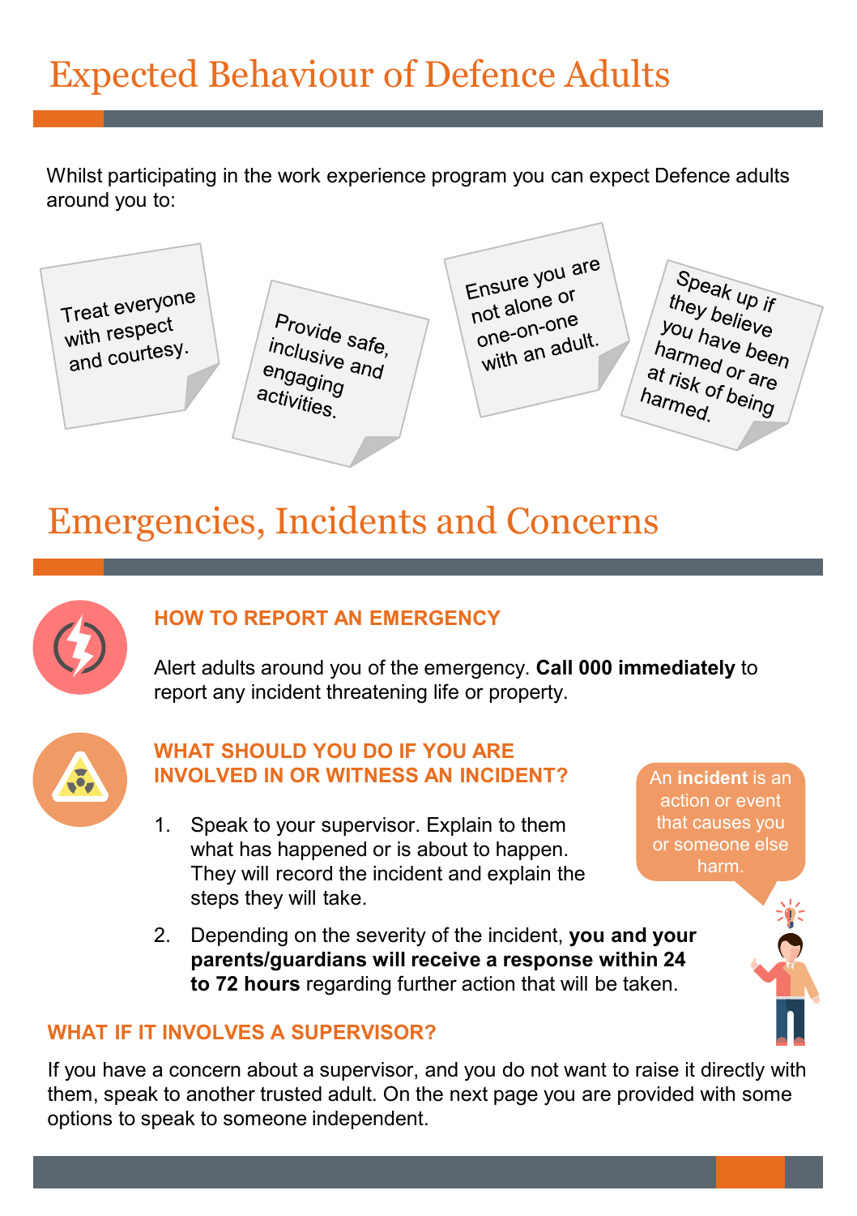# Expected Behaviour of Defence Adults

Whilst participating in the work experience program you can expect Defence adults around you to:

- Treat everyone with respect and courtesy.
- Provide safe, inclusive and engaging activities.
- Ensure you are not alone or one-on-one with an adult.
- Speak up if they believe you have been harmed or are at risk of being harmed.

# Emergencies, Incidents and Concerns

### HOW TO REPORT AN EMERGENCY

Alert adults around you of the emergency. **Call 000 immediately** to report any incident threatening life or property.

### WHAT SHOULD YOU DO IF YOU ARE INVOLVED IN OR WITNESS AN INCIDENT?

An **incident** is an action or event that causes you or someone else harm.

1. Speak to your supervisor. Explain to them what has happened or is about to happen. They will record the incident and explain the steps they will take.
2. Depending on the severity of the incident, **you and your parents/guardians will receive a response within 24 to 72 hours** regarding further action that will be taken.

### WHAT IF IT INVOLVES A SUPERVISOR?

If you have a concern about a supervisor, and you do not want to raise it directly with them, speak to another trusted adult. On the next page you are provided with some options to speak to someone independent.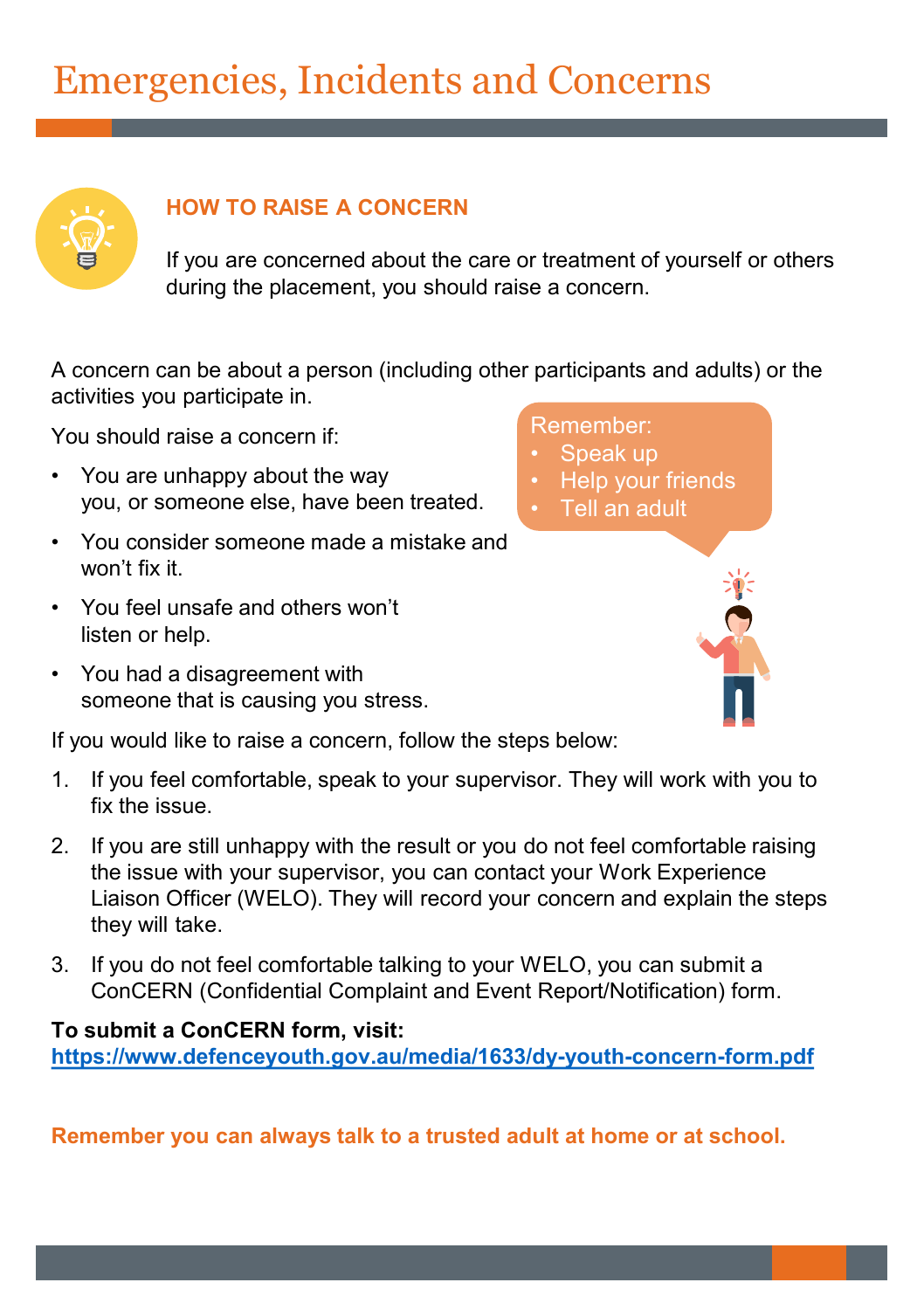# Emergencies, Incidents and Concerns

## HOW TO RAISE A CONCERN

If you are concerned about the care or treatment of yourself or others during the placement, you should raise a concern.

A concern can be about a person (including other participants and adults) or the activities you participate in.

You should raise a concern if:

- You are unhappy about the way you, or someone else, have been treated.
- You consider someone made a mistake and won't fix it.
- You feel unsafe and others won't listen or help.
- You had a disagreement with someone that is causing you stress.

Remember:
- Speak up
- Help your friends
- Tell an adult

If you would like to raise a concern, follow the steps below:

1. If you feel comfortable, speak to your supervisor. They will work with you to fix the issue.
2. If you are still unhappy with the result or you do not feel comfortable raising the issue with your supervisor, you can contact your Work Experience Liaison Officer (WELO). They will record your concern and explain the steps they will take.
3. If you do not feel comfortable talking to your WELO, you can submit a ConCERN (Confidential Complaint and Event Report/Notification) form.

**To submit a ConCERN form, visit:**
https://www.defenceyouth.gov.au/media/1633/dy-youth-concern-form.pdf

**Remember you can always talk to a trusted adult at home or at school.**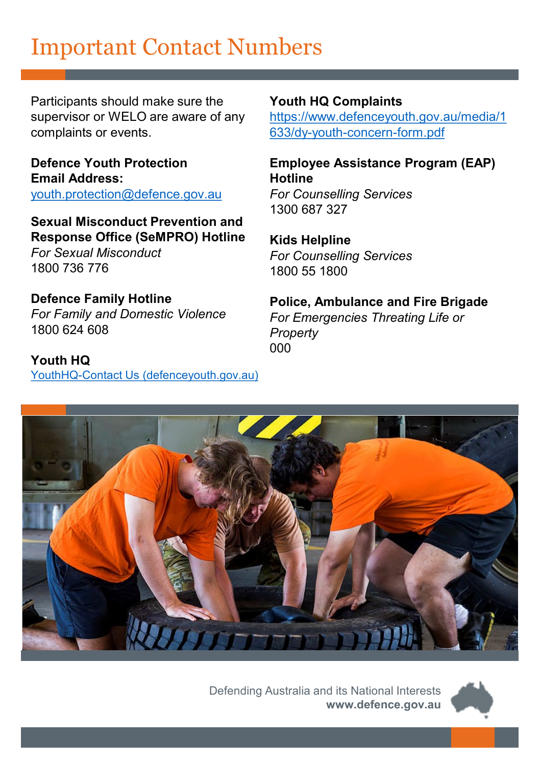# Important Contact Numbers

Participants should make sure the supervisor or WELO are aware of any complaints or events.

**Defence Youth Protection Email Address:**
youth.protection@defence.gov.au

**Sexual Misconduct Prevention and Response Office (SeMPRO) Hotline**
*For Sexual Misconduct*
1800 736 776

**Defence Family Hotline**
*For Family and Domestic Violence*
1800 624 608

**Youth HQ**
YouthHQ-Contact Us (defenceyouth.gov.au)

**Youth HQ Complaints**
https://www.defenceyouth.gov.au/media/1633/dy-youth-concern-form.pdf

**Employee Assistance Program (EAP) Hotline**
*For Counselling Services*
1300 687 327

**Kids Helpline**
*For Counselling Services*
1800 55 1800

**Police, Ambulance and Fire Brigade**
*For Emergencies Threating Life or Property*
000

Defending Australia and its National Interests
**www.defence.gov.au**